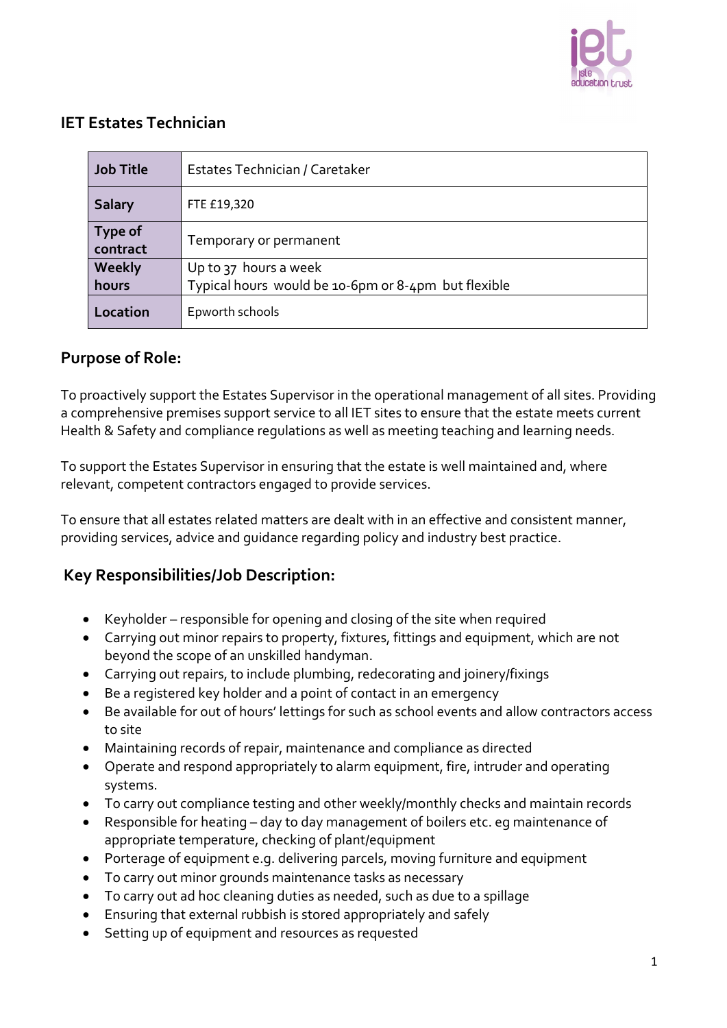## IET Estates Technician

| Job Title | Estates Technician / Caretaker |
|---|---|
| Salary | FTE £19,320 |
| Type of contract | Temporary or permanent |
| Weekly hours | Up to 37 hours a week<br>Typical hours would be 10-6pm or 8-4pm but flexible |
| Location | Epworth schools |

## Purpose of Role:

To proactively support the Estates Supervisor in the operational management of all sites. Providing a comprehensive premises support service to all IET sites to ensure that the estate meets current Health & Safety and compliance regulations as well as meeting teaching and learning needs.

To support the Estates Supervisor in ensuring that the estate is well maintained and, where relevant, competent contractors engaged to provide services.

To ensure that all estates related matters are dealt with in an effective and consistent manner, providing services, advice and guidance regarding policy and industry best practice.

## Key Responsibilities/Job Description:

- Keyholder – responsible for opening and closing of the site when required
- Carrying out minor repairs to property, fixtures, fittings and equipment, which are not beyond the scope of an unskilled handyman.
- Carrying out repairs, to include plumbing, redecorating and joinery/fixings
- Be a registered key holder and a point of contact in an emergency
- Be available for out of hours' lettings for such as school events and allow contractors access to site
- Maintaining records of repair, maintenance and compliance as directed
- Operate and respond appropriately to alarm equipment, fire, intruder and operating systems.
- To carry out compliance testing and other weekly/monthly checks and maintain records
- Responsible for heating – day to day management of boilers etc. eg maintenance of appropriate temperature, checking of plant/equipment
- Porterage of equipment e.g. delivering parcels, moving furniture and equipment
- To carry out minor grounds maintenance tasks as necessary
- To carry out ad hoc cleaning duties as needed, such as due to a spillage
- Ensuring that external rubbish is stored appropriately and safely
- Setting up of equipment and resources as requested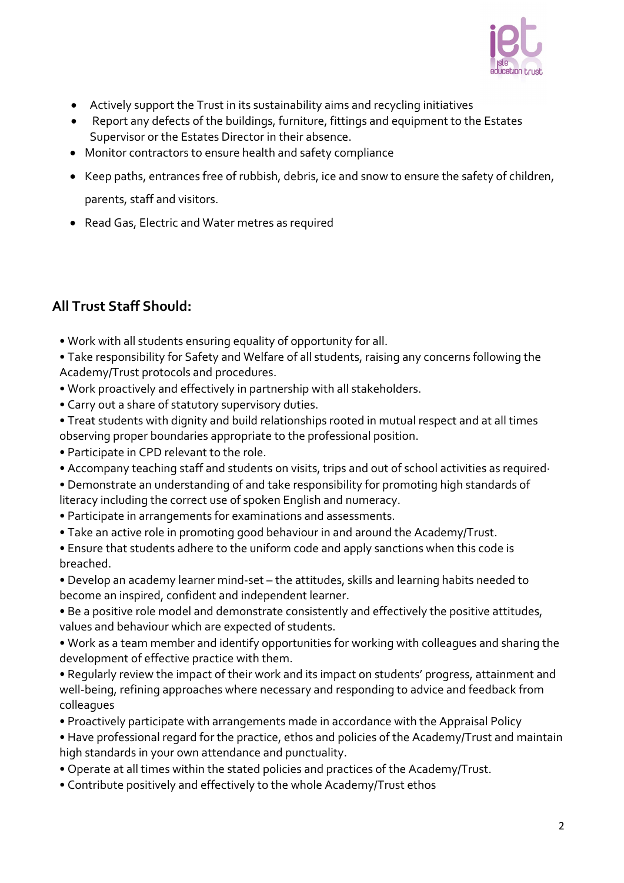- Actively support the Trust in its sustainability aims and recycling initiatives
- Report any defects of the buildings, furniture, fittings and equipment to the Estates Supervisor or the Estates Director in their absence.
- Monitor contractors to ensure health and safety compliance
- Keep paths, entrances free of rubbish, debris, ice and snow to ensure the safety of children, parents, staff and visitors.
- Read Gas, Electric and Water metres as required

## All Trust Staff Should:

- Work with all students ensuring equality of opportunity for all.
- Take responsibility for Safety and Welfare of all students, raising any concerns following the Academy/Trust protocols and procedures.
- Work proactively and effectively in partnership with all stakeholders.
- Carry out a share of statutory supervisory duties.
- Treat students with dignity and build relationships rooted in mutual respect and at all times observing proper boundaries appropriate to the professional position.
- Participate in CPD relevant to the role.
- Accompany teaching staff and students on visits, trips and out of school activities as required·
- Demonstrate an understanding of and take responsibility for promoting high standards of literacy including the correct use of spoken English and numeracy.
- Participate in arrangements for examinations and assessments.
- Take an active role in promoting good behaviour in and around the Academy/Trust.
- Ensure that students adhere to the uniform code and apply sanctions when this code is breached.
- Develop an academy learner mind-set – the attitudes, skills and learning habits needed to become an inspired, confident and independent learner.
- Be a positive role model and demonstrate consistently and effectively the positive attitudes, values and behaviour which are expected of students.
- Work as a team member and identify opportunities for working with colleagues and sharing the development of effective practice with them.
- Regularly review the impact of their work and its impact on students' progress, attainment and well-being, refining approaches where necessary and responding to advice and feedback from colleagues
- Proactively participate with arrangements made in accordance with the Appraisal Policy
- Have professional regard for the practice, ethos and policies of the Academy/Trust and maintain high standards in your own attendance and punctuality.
- Operate at all times within the stated policies and practices of the Academy/Trust.
- Contribute positively and effectively to the whole Academy/Trust ethos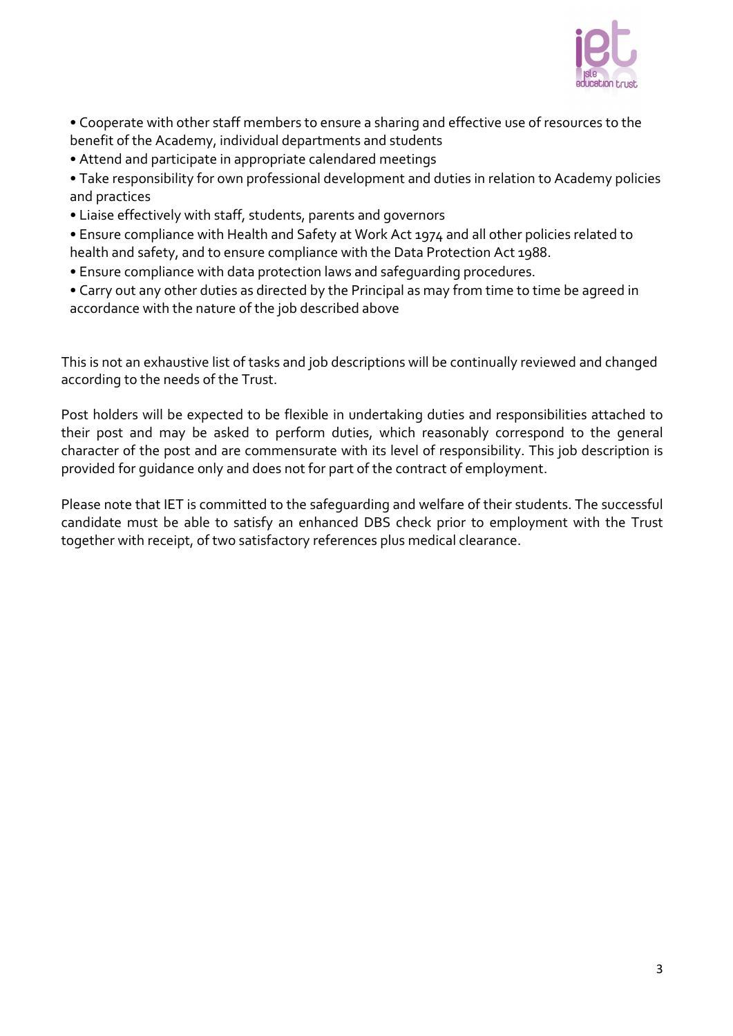- Cooperate with other staff members to ensure a sharing and effective use of resources to the benefit of the Academy, individual departments and students
- Attend and participate in appropriate calendared meetings
- Take responsibility for own professional development and duties in relation to Academy policies and practices
- Liaise effectively with staff, students, parents and governors
- Ensure compliance with Health and Safety at Work Act 1974 and all other policies related to health and safety, and to ensure compliance with the Data Protection Act 1988.
- Ensure compliance with data protection laws and safeguarding procedures.
- Carry out any other duties as directed by the Principal as may from time to time be agreed in accordance with the nature of the job described above

This is not an exhaustive list of tasks and job descriptions will be continually reviewed and changed according to the needs of the Trust.

Post holders will be expected to be flexible in undertaking duties and responsibilities attached to their post and may be asked to perform duties, which reasonably correspond to the general character of the post and are commensurate with its level of responsibility. This job description is provided for guidance only and does not for part of the contract of employment.

Please note that IET is committed to the safeguarding and welfare of their students. The successful candidate must be able to satisfy an enhanced DBS check prior to employment with the Trust together with receipt, of two satisfactory references plus medical clearance.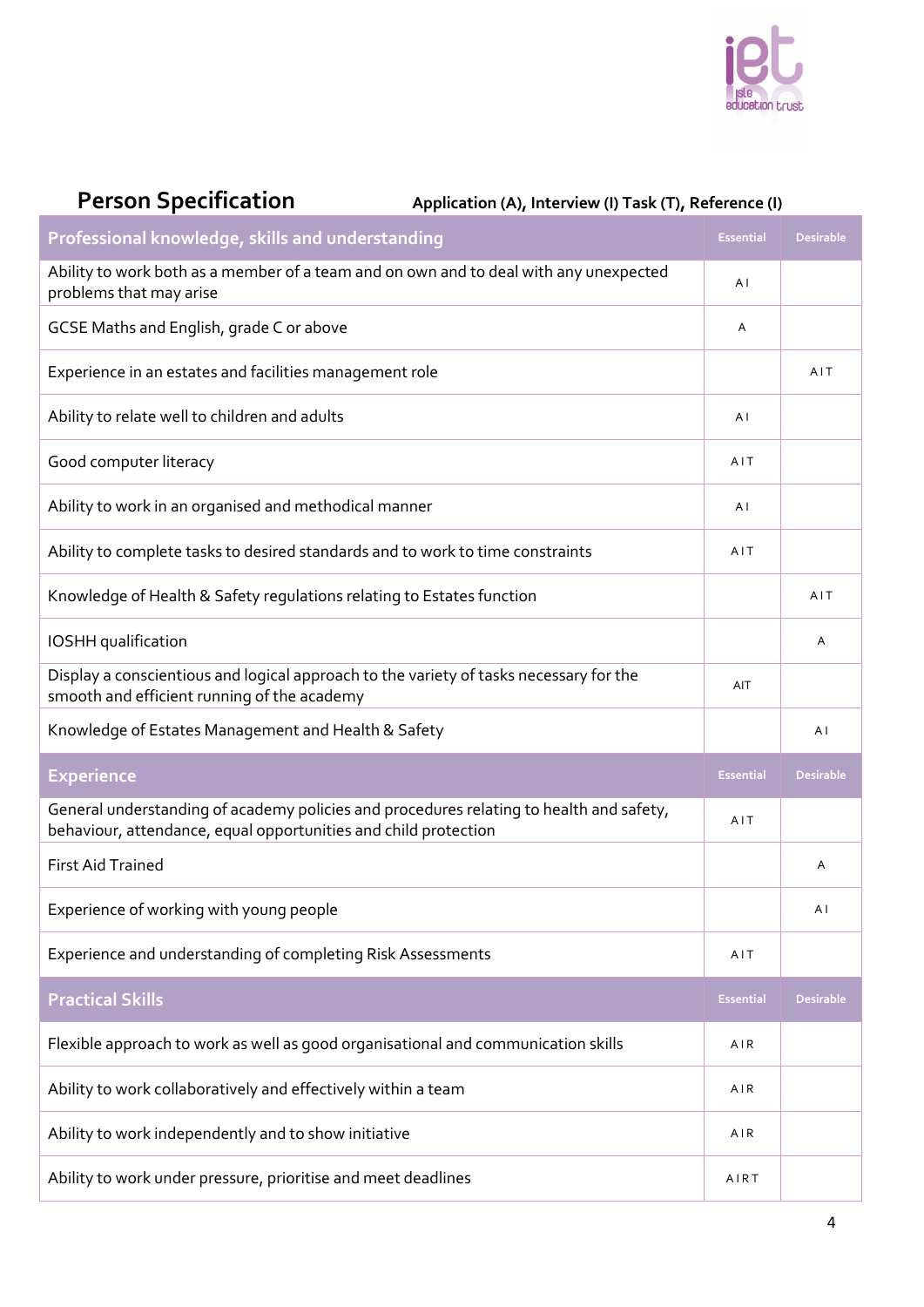## Person Specification

**Application (A), Interview (I) Task (T), Reference (I)**

| Professional knowledge, skills and understanding | Essential | Desirable |
|---|---|---|
| Ability to work both as a member of a team and on own and to deal with any unexpected problems that may arise | A I | |
| GCSE Maths and English, grade C or above | A | |
| Experience in an estates and facilities management role | | A I T |
| Ability to relate well to children and adults | A I | |
| Good computer literacy | A I T | |
| Ability to work in an organised and methodical manner | A I | |
| Ability to complete tasks to desired standards and to work to time constraints | A I T | |
| Knowledge of Health & Safety regulations relating to Estates function | | A I T |
| IOSHH qualification | | A |
| Display a conscientious and logical approach to the variety of tasks necessary for the smooth and efficient running of the academy | AIT | |
| Knowledge of Estates Management and Health & Safety | | A I |
| **Experience** | **Essential** | **Desirable** |
| General understanding of academy policies and procedures relating to health and safety, behaviour, attendance, equal opportunities and child protection | A I T | |
| First Aid Trained | | A |
| Experience of working with young people | | A I |
| Experience and understanding of completing Risk Assessments | A I T | |
| **Practical Skills** | **Essential** | **Desirable** |
| Flexible approach to work as well as good organisational and communication skills | A I R | |
| Ability to work collaboratively and effectively within a team | A I R | |
| Ability to work independently and to show initiative | A I R | |
| Ability to work under pressure, prioritise and meet deadlines | A I R T | |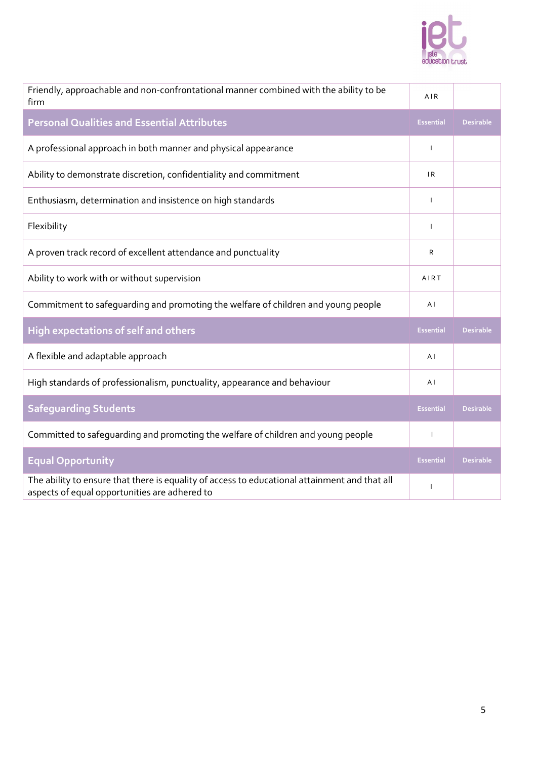| | | |
|---|---|---|
| Friendly, approachable and non-confrontational manner combined with the ability to be firm | A I R | |
| **Personal Qualities and Essential Attributes** | **Essential** | **Desirable** |
| A professional approach in both manner and physical appearance | I | |
| Ability to demonstrate discretion, confidentiality and commitment | I R | |
| Enthusiasm, determination and insistence on high standards | I | |
| Flexibility | I | |
| A proven track record of excellent attendance and punctuality | R | |
| Ability to work with or without supervision | A I R T | |
| Commitment to safeguarding and promoting the welfare of children and young people | A I | |
| **High expectations of self and others** | **Essential** | **Desirable** |
| A flexible and adaptable approach | A I | |
| High standards of professionalism, punctuality, appearance and behaviour | A I | |
| **Safeguarding Students** | **Essential** | **Desirable** |
| Committed to safeguarding and promoting the welfare of children and young people | I | |
| **Equal Opportunity** | **Essential** | **Desirable** |
| The ability to ensure that there is equality of access to educational attainment and that all aspects of equal opportunities are adhered to | I | |